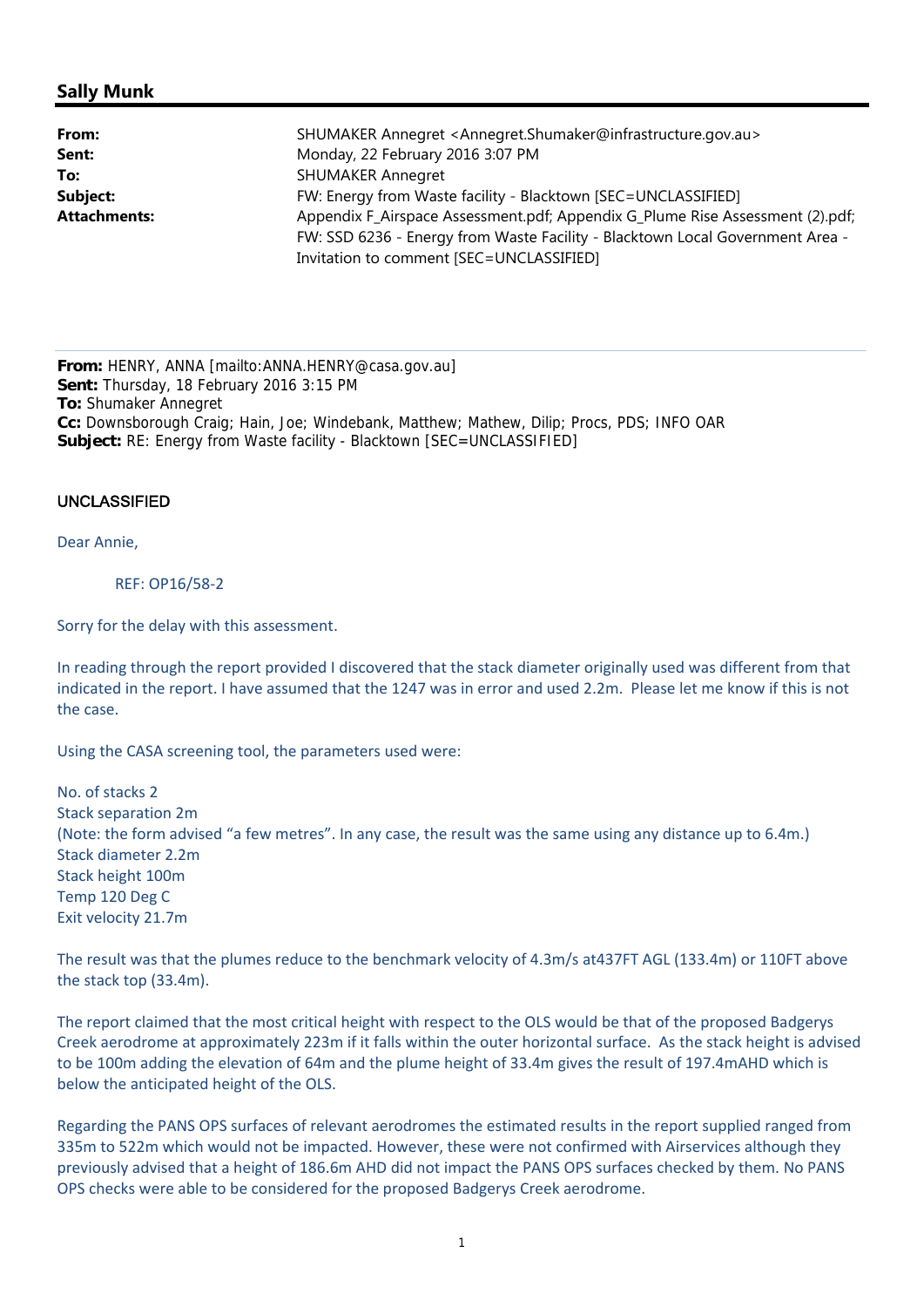## Sally Munk

| | |
|---|---|
| **From:** | SHUMAKER Annegret <Annegret.Shumaker@infrastructure.gov.au> |
| **Sent:** | Monday, 22 February 2016 3:07 PM |
| **To:** | SHUMAKER Annegret |
| **Subject:** | FW: Energy from Waste facility - Blacktown [SEC=UNCLASSIFIED] |
| **Attachments:** | Appendix F_Airspace Assessment.pdf; Appendix G_Plume Rise Assessment (2).pdf; FW: SSD 6236 - Energy from Waste Facility - Blacktown Local Government Area - Invitation to comment [SEC=UNCLASSIFIED] |

---

**From:** HENRY, ANNA [mailto:ANNA.HENRY@casa.gov.au]
**Sent:** Thursday, 18 February 2016 3:15 PM
**To:** Shumaker Annegret
**Cc:** Downsborough Craig; Hain, Joe; Windebank, Matthew; Mathew, Dilip; Procs, PDS; INFO OAR
**Subject:** RE: Energy from Waste facility - Blacktown [SEC=UNCLASSIFIED]

UNCLASSIFIED

Dear Annie,

REF: OP16/58-2

Sorry for the delay with this assessment.

In reading through the report provided I discovered that the stack diameter originally used was different from that indicated in the report. I have assumed that the 1247 was in error and used 2.2m. Please let me know if this is not the case.

Using the CASA screening tool, the parameters used were:

No. of stacks 2
Stack separation 2m
(Note: the form advised "a few metres". In any case, the result was the same using any distance up to 6.4m.)
Stack diameter 2.2m
Stack height 100m
Temp 120 Deg C
Exit velocity 21.7m

The result was that the plumes reduce to the benchmark velocity of 4.3m/s at437FT AGL (133.4m) or 110FT above the stack top (33.4m).

The report claimed that the most critical height with respect to the OLS would be that of the proposed Badgerys Creek aerodrome at approximately 223m if it falls within the outer horizontal surface. As the stack height is advised to be 100m adding the elevation of 64m and the plume height of 33.4m gives the result of 197.4mAHD which is below the anticipated height of the OLS.

Regarding the PANS OPS surfaces of relevant aerodromes the estimated results in the report supplied ranged from 335m to 522m which would not be impacted. However, these were not confirmed with Airservices although they previously advised that a height of 186.6m AHD did not impact the PANS OPS surfaces checked by them. No PANS OPS checks were able to be considered for the proposed Badgerys Creek aerodrome.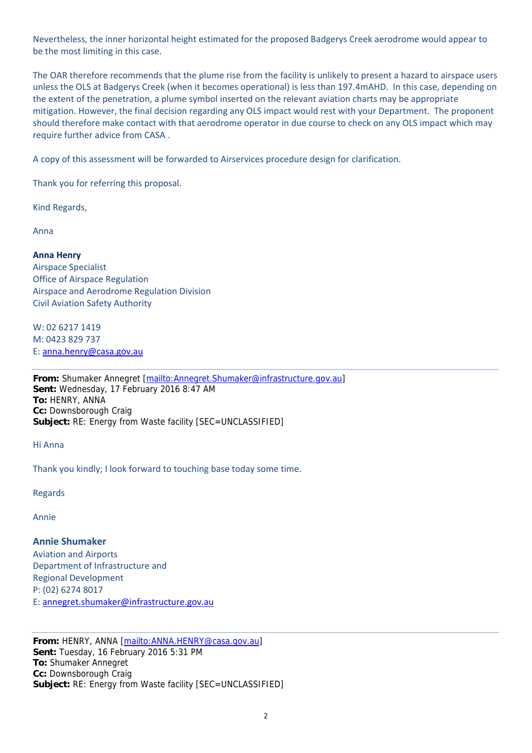Nevertheless, the inner horizontal height estimated for the proposed Badgerys Creek aerodrome would appear to be the most limiting in this case.

The OAR therefore recommends that the plume rise from the facility is unlikely to present a hazard to airspace users unless the OLS at Badgerys Creek (when it becomes operational) is less than 197.4mAHD. In this case, depending on the extent of the penetration, a plume symbol inserted on the relevant aviation charts may be appropriate mitigation. However, the final decision regarding any OLS impact would rest with your Department. The proponent should therefore make contact with that aerodrome operator in due course to check on any OLS impact which may require further advice from CASA .

A copy of this assessment will be forwarded to Airservices procedure design for clarification.

Thank you for referring this proposal.

Kind Regards,

Anna

**Anna Henry**
Airspace Specialist
Office of Airspace Regulation
Airspace and Aerodrome Regulation Division
Civil Aviation Safety Authority

W: 02 6217 1419
M: 0423 829 737
E: anna.henry@casa.gov.au

---

**From:** Shumaker Annegret [mailto:Annegret.Shumaker@infrastructure.gov.au]
**Sent:** Wednesday, 17 February 2016 8:47 AM
**To:** HENRY, ANNA
**Cc:** Downsborough Craig
**Subject:** RE: Energy from Waste facility [SEC=UNCLASSIFIED]

Hi Anna

Thank you kindly; I look forward to touching base today some time.

Regards

Annie

**Annie Shumaker**
Aviation and Airports
Department of Infrastructure and Regional Development
P: (02) 6274 8017
E: annegret.shumaker@infrastructure.gov.au

---

**From:** HENRY, ANNA [mailto:ANNA.HENRY@casa.gov.au]
**Sent:** Tuesday, 16 February 2016 5:31 PM
**To:** Shumaker Annegret
**Cc:** Downsborough Craig
**Subject:** RE: Energy from Waste facility [SEC=UNCLASSIFIED]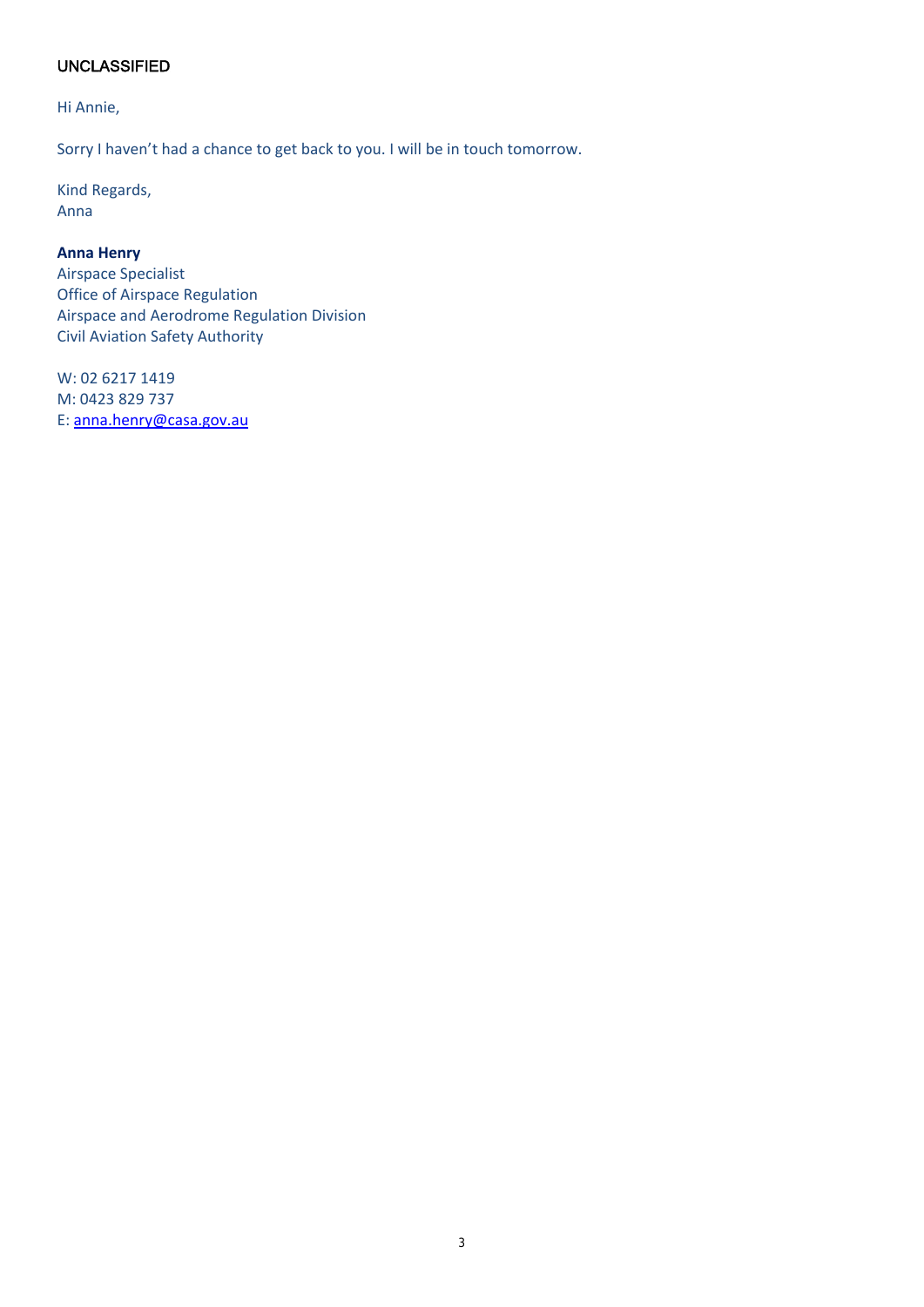UNCLASSIFIED

Hi Annie,

Sorry I haven't had a chance to get back to you. I will be in touch tomorrow.

Kind Regards,
Anna

**Anna Henry**
Airspace Specialist
Office of Airspace Regulation
Airspace and Aerodrome Regulation Division
Civil Aviation Safety Authority

W: 02 6217 1419
M: 0423 829 737
E: anna.henry@casa.gov.au